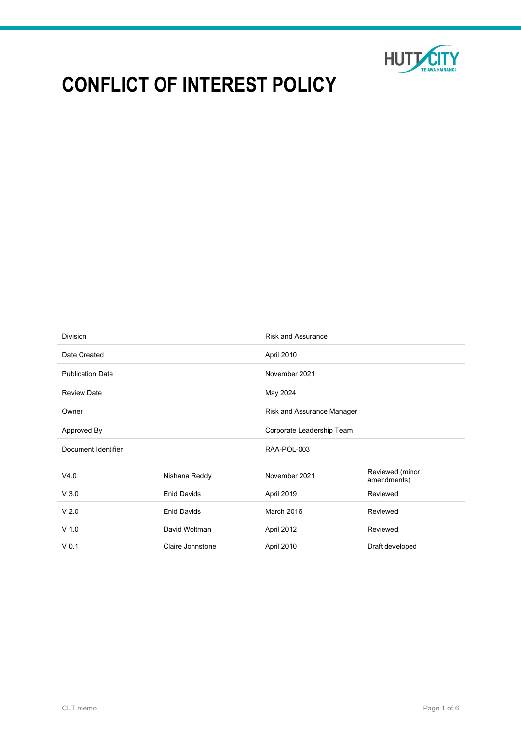# CONFLICT OF INTEREST POLICY

| | |
|---|---|
| Division | Risk and Assurance |
| Date Created | April 2010 |
| Publication Date | November 2021 |
| Review Date | May 2024 |
| Owner | Risk and Assurance Manager |
| Approved By | Corporate Leadership Team |
| Document Identifier | RAA-POL-003 |

| | | | |
|---|---|---|---|
| V4.0 | Nishana Reddy | November 2021 | Reviewed (minor amendments) |
| V 3.0 | Enid Davids | April 2019 | Reviewed |
| V 2.0 | Enid Davids | March 2016 | Reviewed |
| V 1.0 | David Woltman | April 2012 | Reviewed |
| V 0.1 | Claire Johnstone | April 2010 | Draft developed |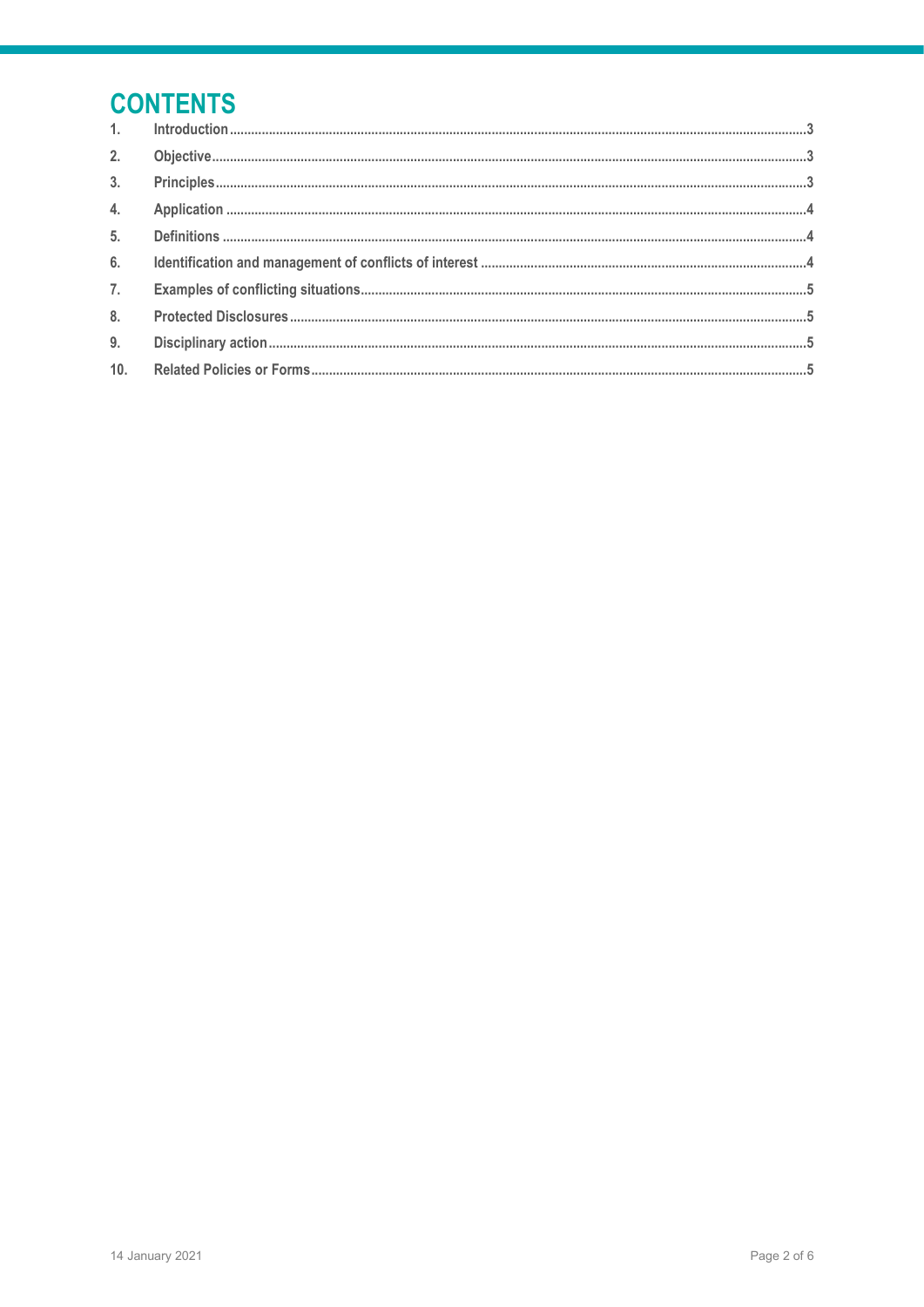# CONTENTS

1. Introduction ... 3
2. Objective ... 3
3. Principles ... 3
4. Application ... 4
5. Definitions ... 4
6. Identification and management of conflicts of interest ... 4
7. Examples of conflicting situations ... 5
8. Protected Disclosures ... 5
9. Disciplinary action ... 5
10. Related Policies or Forms ... 5

14 January 2021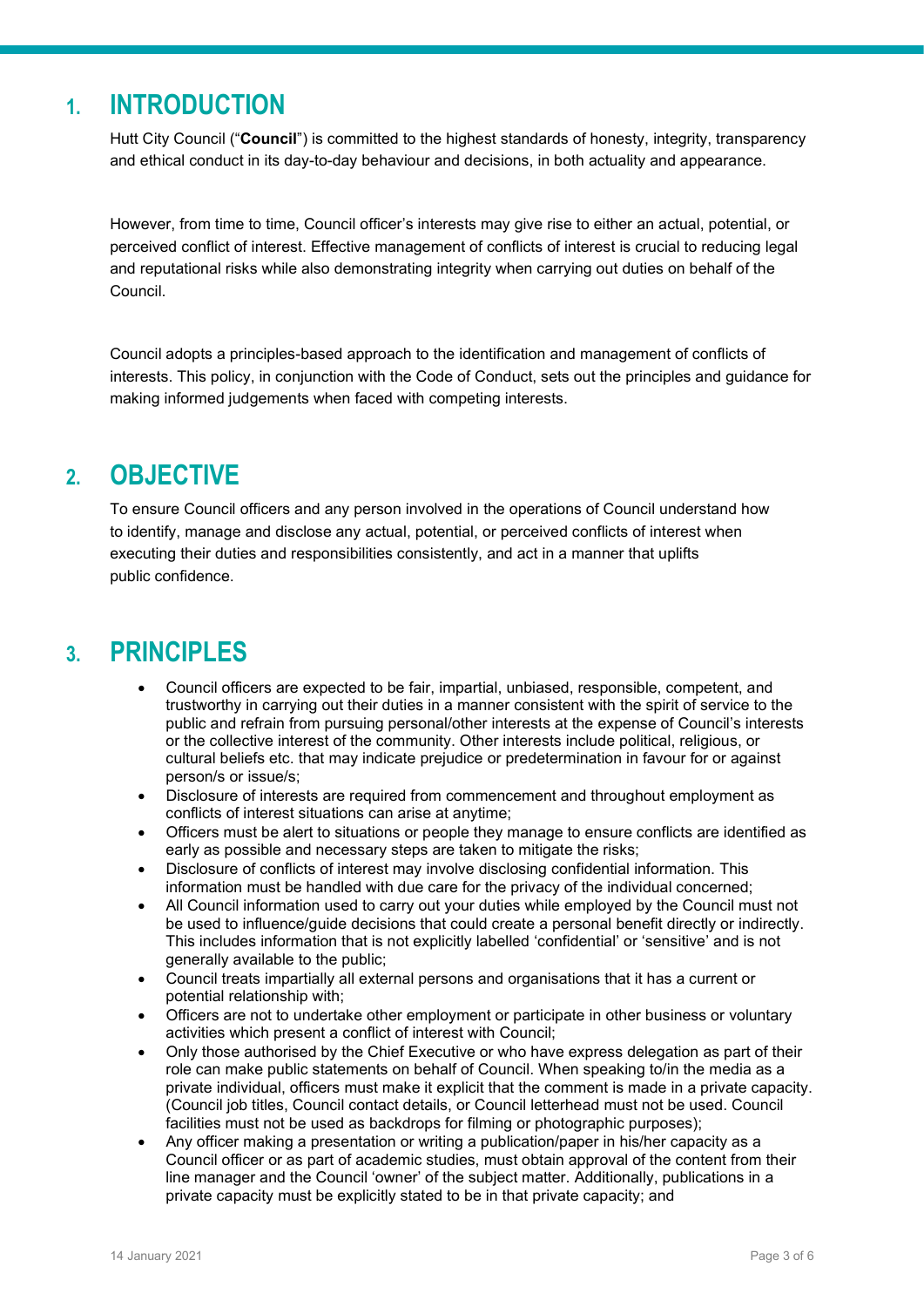# 1. INTRODUCTION

Hutt City Council ("**Council**") is committed to the highest standards of honesty, integrity, transparency and ethical conduct in its day-to-day behaviour and decisions, in both actuality and appearance.

However, from time to time, Council officer's interests may give rise to either an actual, potential, or perceived conflict of interest. Effective management of conflicts of interest is crucial to reducing legal and reputational risks while also demonstrating integrity when carrying out duties on behalf of the Council.

Council adopts a principles-based approach to the identification and management of conflicts of interests. This policy, in conjunction with the Code of Conduct, sets out the principles and guidance for making informed judgements when faced with competing interests.

# 2. OBJECTIVE

To ensure Council officers and any person involved in the operations of Council understand how to identify, manage and disclose any actual, potential, or perceived conflicts of interest when executing their duties and responsibilities consistently, and act in a manner that uplifts public confidence.

# 3. PRINCIPLES

- Council officers are expected to be fair, impartial, unbiased, responsible, competent, and trustworthy in carrying out their duties in a manner consistent with the spirit of service to the public and refrain from pursuing personal/other interests at the expense of Council's interests or the collective interest of the community. Other interests include political, religious, or cultural beliefs etc. that may indicate prejudice or predetermination in favour for or against person/s or issue/s;
- Disclosure of interests are required from commencement and throughout employment as conflicts of interest situations can arise at anytime;
- Officers must be alert to situations or people they manage to ensure conflicts are identified as early as possible and necessary steps are taken to mitigate the risks;
- Disclosure of conflicts of interest may involve disclosing confidential information. This information must be handled with due care for the privacy of the individual concerned;
- All Council information used to carry out your duties while employed by the Council must not be used to influence/guide decisions that could create a personal benefit directly or indirectly. This includes information that is not explicitly labelled 'confidential' or 'sensitive' and is not generally available to the public;
- Council treats impartially all external persons and organisations that it has a current or potential relationship with;
- Officers are not to undertake other employment or participate in other business or voluntary activities which present a conflict of interest with Council;
- Only those authorised by the Chief Executive or who have express delegation as part of their role can make public statements on behalf of Council. When speaking to/in the media as a private individual, officers must make it explicit that the comment is made in a private capacity. (Council job titles, Council contact details, or Council letterhead must not be used. Council facilities must not be used as backdrops for filming or photographic purposes);
- Any officer making a presentation or writing a publication/paper in his/her capacity as a Council officer or as part of academic studies, must obtain approval of the content from their line manager and the Council 'owner' of the subject matter. Additionally, publications in a private capacity must be explicitly stated to be in that private capacity; and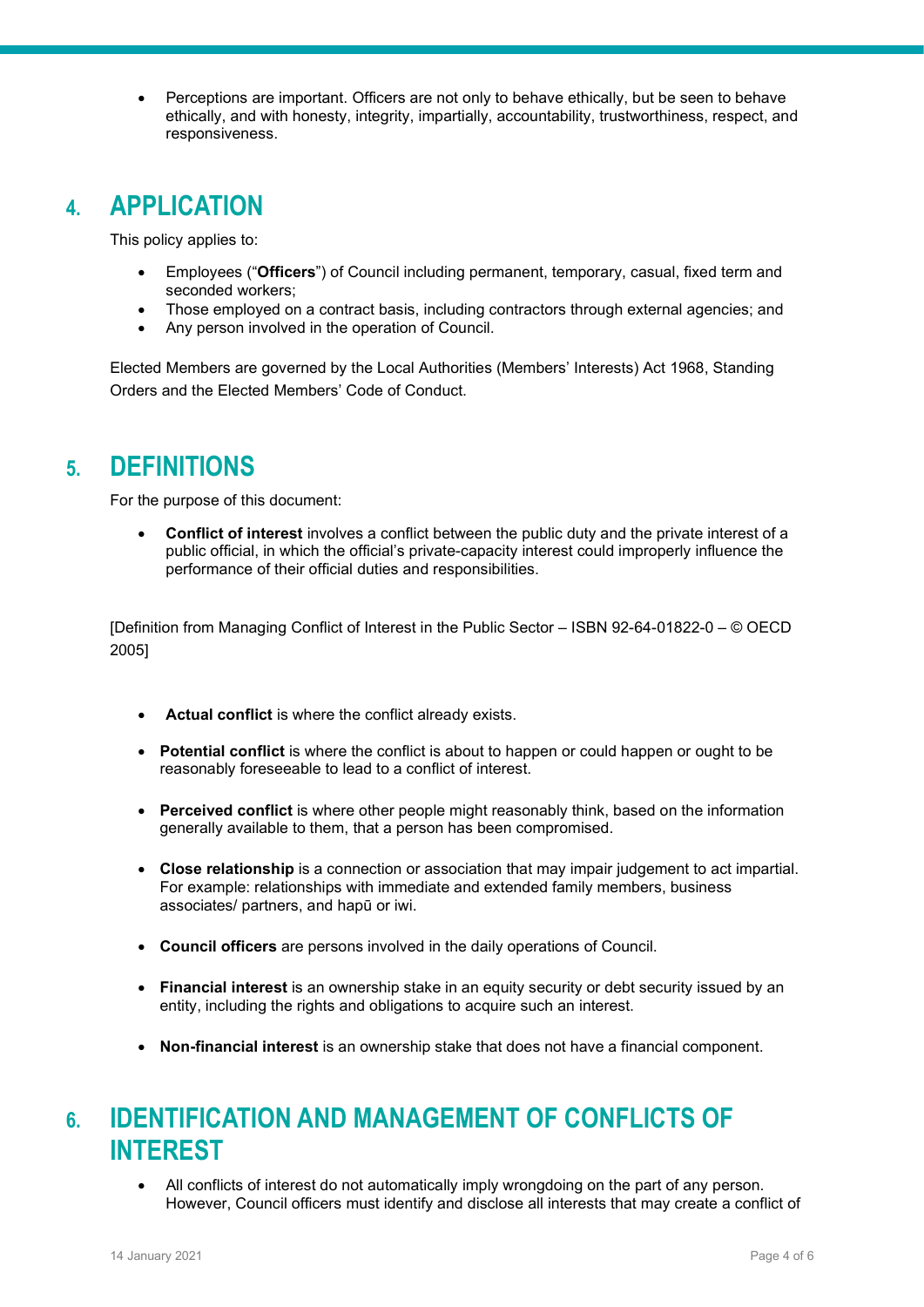- Perceptions are important. Officers are not only to behave ethically, but be seen to behave ethically, and with honesty, integrity, impartially, accountability, trustworthiness, respect, and responsiveness.

## 4. APPLICATION

This policy applies to:

- Employees ("**Officers**") of Council including permanent, temporary, casual, fixed term and seconded workers;
- Those employed on a contract basis, including contractors through external agencies; and
- Any person involved in the operation of Council.

Elected Members are governed by the Local Authorities (Members' Interests) Act 1968, Standing Orders and the Elected Members' Code of Conduct.

## 5. DEFINITIONS

For the purpose of this document:

- **Conflict of interest** involves a conflict between the public duty and the private interest of a public official, in which the official's private-capacity interest could improperly influence the performance of their official duties and responsibilities.

[Definition from Managing Conflict of Interest in the Public Sector – ISBN 92-64-01822-0 – © OECD 2005]

- **Actual conflict** is where the conflict already exists.
- **Potential conflict** is where the conflict is about to happen or could happen or ought to be reasonably foreseeable to lead to a conflict of interest.
- **Perceived conflict** is where other people might reasonably think, based on the information generally available to them, that a person has been compromised.
- **Close relationship** is a connection or association that may impair judgement to act impartial. For example: relationships with immediate and extended family members, business associates/ partners, and hapū or iwi.
- **Council officers** are persons involved in the daily operations of Council.
- **Financial interest** is an ownership stake in an equity security or debt security issued by an entity, including the rights and obligations to acquire such an interest.
- **Non-financial interest** is an ownership stake that does not have a financial component.

## 6. IDENTIFICATION AND MANAGEMENT OF CONFLICTS OF INTEREST

- All conflicts of interest do not automatically imply wrongdoing on the part of any person. However, Council officers must identify and disclose all interests that may create a conflict of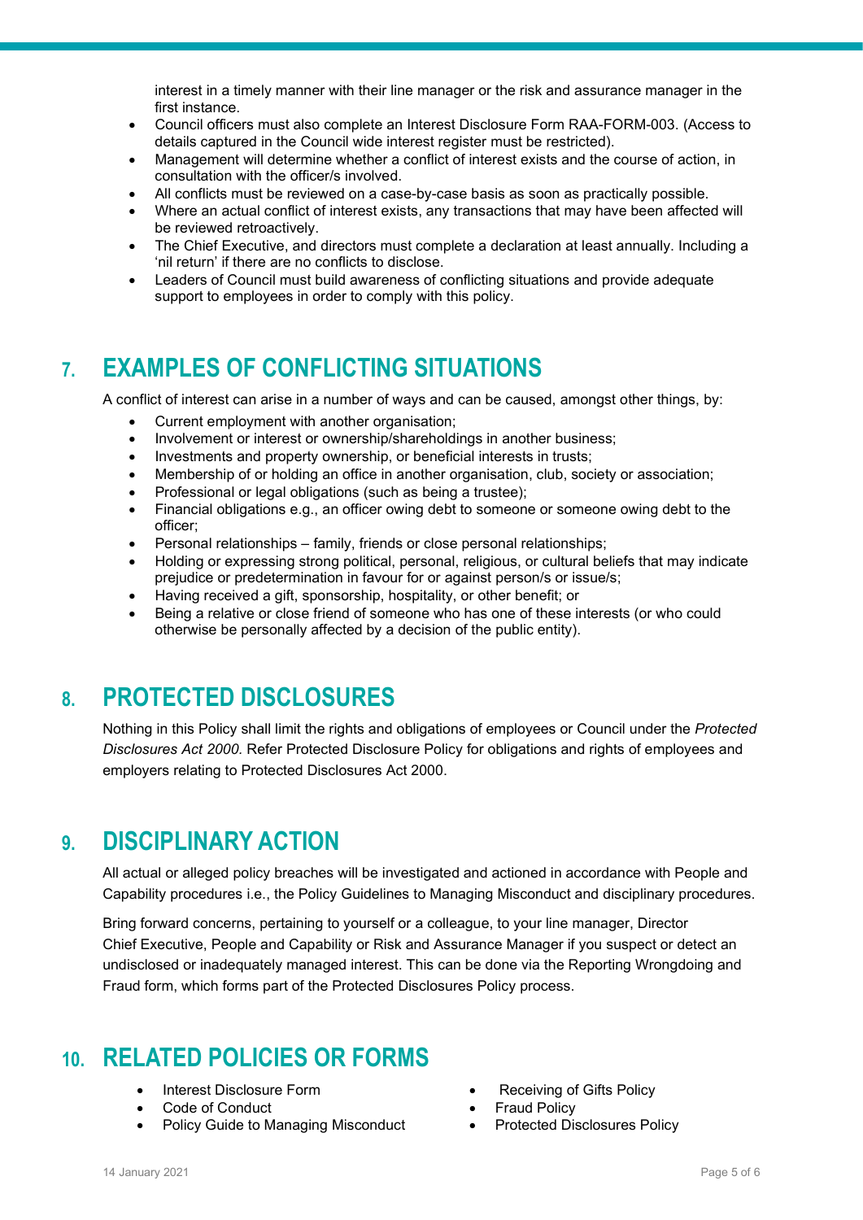interest in a timely manner with their line manager or the risk and assurance manager in the first instance.

- Council officers must also complete an Interest Disclosure Form RAA-FORM-003. (Access to details captured in the Council wide interest register must be restricted).
- Management will determine whether a conflict of interest exists and the course of action, in consultation with the officer/s involved.
- All conflicts must be reviewed on a case-by-case basis as soon as practically possible.
- Where an actual conflict of interest exists, any transactions that may have been affected will be reviewed retroactively.
- The Chief Executive, and directors must complete a declaration at least annually. Including a 'nil return' if there are no conflicts to disclose.
- Leaders of Council must build awareness of conflicting situations and provide adequate support to employees in order to comply with this policy.

## 7. EXAMPLES OF CONFLICTING SITUATIONS

A conflict of interest can arise in a number of ways and can be caused, amongst other things, by:

- Current employment with another organisation;
- Involvement or interest or ownership/shareholdings in another business;
- Investments and property ownership, or beneficial interests in trusts;
- Membership of or holding an office in another organisation, club, society or association;
- Professional or legal obligations (such as being a trustee);
- Financial obligations e.g., an officer owing debt to someone or someone owing debt to the officer;
- Personal relationships – family, friends or close personal relationships;
- Holding or expressing strong political, personal, religious, or cultural beliefs that may indicate prejudice or predetermination in favour for or against person/s or issue/s;
- Having received a gift, sponsorship, hospitality, or other benefit; or
- Being a relative or close friend of someone who has one of these interests (or who could otherwise be personally affected by a decision of the public entity).

## 8. PROTECTED DISCLOSURES

Nothing in this Policy shall limit the rights and obligations of employees or Council under the *Protected Disclosures Act 2000.* Refer Protected Disclosure Policy for obligations and rights of employees and employers relating to Protected Disclosures Act 2000.

## 9. DISCIPLINARY ACTION

All actual or alleged policy breaches will be investigated and actioned in accordance with People and Capability procedures i.e., the Policy Guidelines to Managing Misconduct and disciplinary procedures.

Bring forward concerns, pertaining to yourself or a colleague, to your line manager, Director Chief Executive, People and Capability or Risk and Assurance Manager if you suspect or detect an undisclosed or inadequately managed interest. This can be done via the Reporting Wrongdoing and Fraud form, which forms part of the Protected Disclosures Policy process.

## 10. RELATED POLICIES OR FORMS

- Interest Disclosure Form
- Code of Conduct
- Policy Guide to Managing Misconduct
- Receiving of Gifts Policy
- Fraud Policy
- Protected Disclosures Policy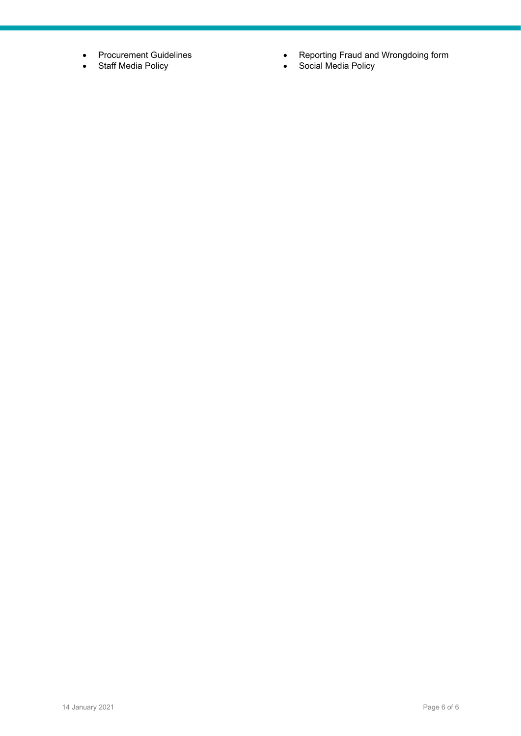- Procurement Guidelines
- Staff Media Policy
- Reporting Fraud and Wrongdoing form
- Social Media Policy